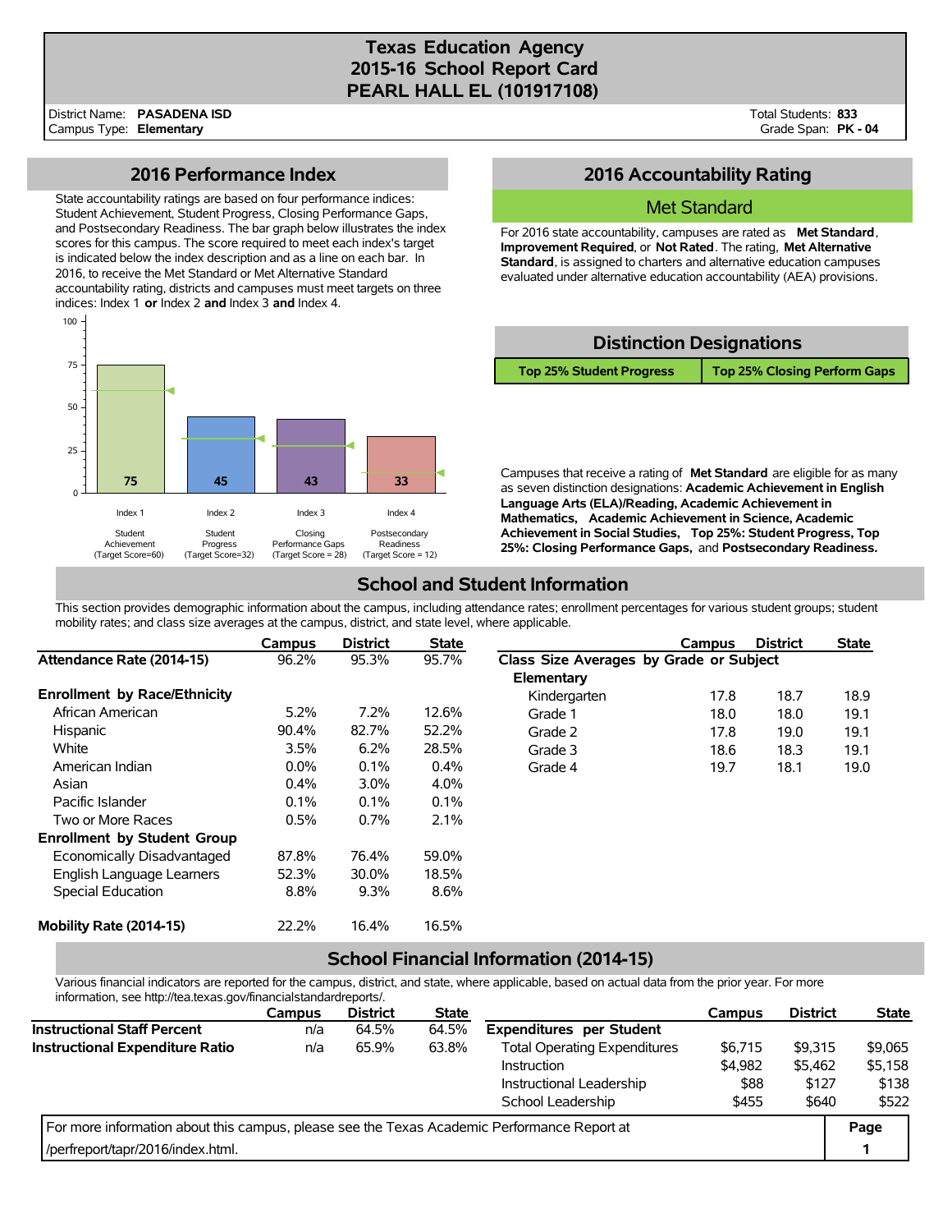# Texas Education Agency
# 2015-16 School Report Card
# PEARL HALL EL (101917108)

District Name: **PASADENA ISD**
Campus Type: **Elementary**

Total Students: **833**
Grade Span: **PK - 04**

## 2016 Performance Index

State accountability ratings are based on four performance indices: Student Achievement, Student Progress, Closing Performance Gaps, and Postsecondary Readiness. The bar graph below illustrates the index scores for this campus. The score required to meet each index's target is indicated below the index description and as a line on each bar. In 2016, to receive the Met Standard or Met Alternative Standard accountability rating, districts and campuses must meet targets on three indices: Index 1 **or** Index 2 **and** Index 3 **and** Index 4.

| Index | Description | Score | Target Score |
|---|---|---|---|
| Index 1 | Student Achievement | 75 | 60 |
| Index 2 | Student Progress | 45 | 32 |
| Index 3 | Closing Performance Gaps | 43 | 28 |
| Index 4 | Postsecondary Readiness | 33 | 12 |

## 2016 Accountability Rating

**Met Standard**

For 2016 state accountability, campuses are rated as **Met Standard**, **Improvement Required**, or **Not Rated**. The rating, **Met Alternative Standard**, is assigned to charters and alternative education campuses evaluated under alternative education accountability (AEA) provisions.

## Distinction Designations

| Top 25% Student Progress | Top 25% Closing Perform Gaps |
|---|---|

Campuses that receive a rating of **Met Standard** are eligible for as many as seven distinction designations: **Academic Achievement in English Language Arts (ELA)/Reading, Academic Achievement in Mathematics, Academic Achievement in Science, Academic Achievement in Social Studies, Top 25%: Student Progress, Top 25%: Closing Performance Gaps,** and **Postsecondary Readiness.**

## School and Student Information

This section provides demographic information about the campus, including attendance rates; enrollment percentages for various student groups; student mobility rates; and class size averages at the campus, district, and state level, where applicable.

| | Campus | District | State |
|---|---|---|---|
| **Attendance Rate (2014-15)** | 96.2% | 95.3% | 95.7% |
| **Enrollment by Race/Ethnicity** | | | |
| African American | 5.2% | 7.2% | 12.6% |
| Hispanic | 90.4% | 82.7% | 52.2% |
| White | 3.5% | 6.2% | 28.5% |
| American Indian | 0.0% | 0.1% | 0.4% |
| Asian | 0.4% | 3.0% | 4.0% |
| Pacific Islander | 0.1% | 0.1% | 0.1% |
| Two or More Races | 0.5% | 0.7% | 2.1% |
| **Enrollment by Student Group** | | | |
| Economically Disadvantaged | 87.8% | 76.4% | 59.0% |
| English Language Learners | 52.3% | 30.0% | 18.5% |
| Special Education | 8.8% | 9.3% | 8.6% |
| **Mobility Rate (2014-15)** | 22.2% | 16.4% | 16.5% |

| | Campus | District | State |
|---|---|---|---|
| **Class Size Averages by Grade or Subject** | | | |
| **Elementary** | | | |
| Kindergarten | 17.8 | 18.7 | 18.9 |
| Grade 1 | 18.0 | 18.0 | 19.1 |
| Grade 2 | 17.8 | 19.0 | 19.1 |
| Grade 3 | 18.6 | 18.3 | 19.1 |
| Grade 4 | 19.7 | 18.1 | 19.0 |

## School Financial Information (2014-15)

Various financial indicators are reported for the campus, district, and state, where applicable, based on actual data from the prior year. For more information, see http://tea.texas.gov/financialstandardreports/.

| | Campus | District | State |
|---|---|---|---|
| **Instructional Staff Percent** | n/a | 64.5% | 64.5% |
| **Instructional Expenditure Ratio** | n/a | 65.9% | 63.8% |

| | Campus | District | State |
|---|---|---|---|
| **Expenditures per Student** | | | |
| Total Operating Expenditures | $6,715 | $9,315 | $9,065 |
| Instruction | $4,982 | $5,462 | $5,158 |
| Instructional Leadership | $88 | $127 | $138 |
| School Leadership | $455 | $640 | $522 |

For more information about this campus, please see the Texas Academic Performance Report at /perfreport/tapr/2016/index.html.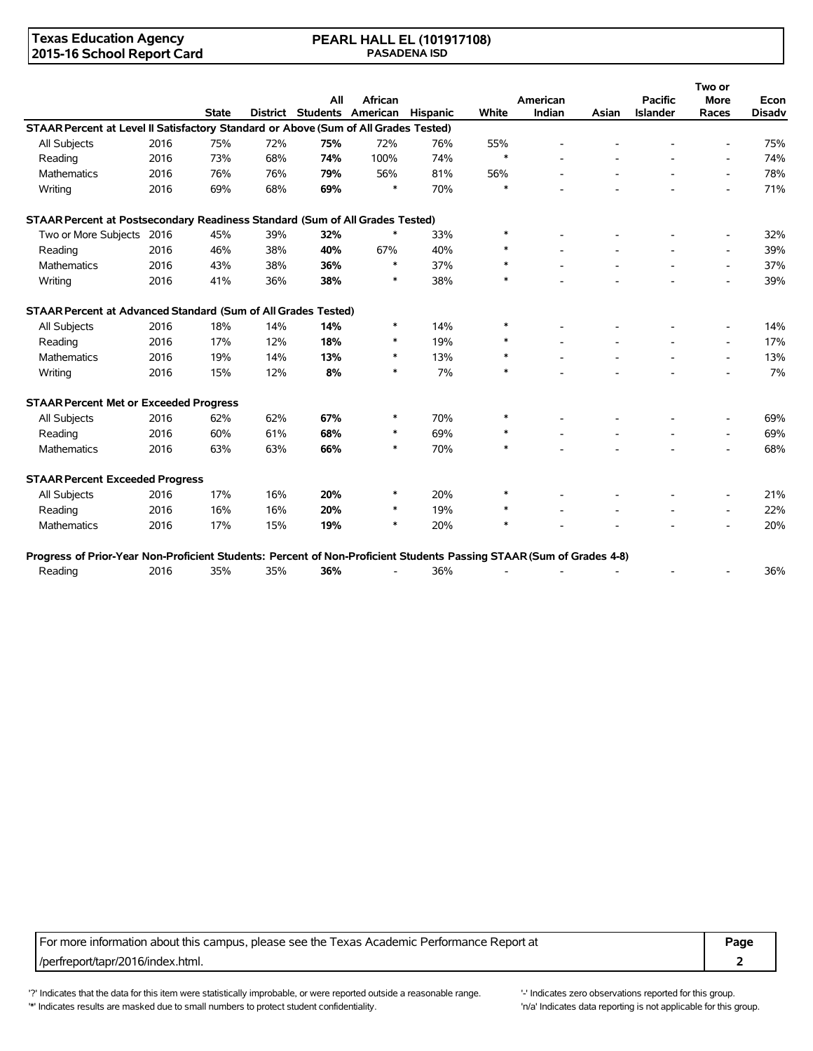| | | State | District | All Students | African American | Hispanic | White | American Indian | Asian | Pacific Islander | Two or More Races | Econ Disadv |
|---|---|---|---|---|---|---|---|---|---|---|---|---|
| **STAAR Percent at Level II Satisfactory Standard or Above (Sum of All Grades Tested)** | | | | | | | | | | | | |
| All Subjects | 2016 | 75% | 72% | **75%** | 72% | 76% | 55% | - | - | - | - | 75% |
| Reading | 2016 | 73% | 68% | **74%** | 100% | 74% | * | - | - | - | - | 74% |
| Mathematics | 2016 | 76% | 76% | **79%** | 56% | 81% | 56% | - | - | - | - | 78% |
| Writing | 2016 | 69% | 68% | **69%** | * | 70% | * | - | - | - | - | 71% |
| **STAAR Percent at Postsecondary Readiness Standard (Sum of All Grades Tested)** | | | | | | | | | | | | |
| Two or More Subjects | 2016 | 45% | 39% | **32%** | * | 33% | * | - | - | - | - | 32% |
| Reading | 2016 | 46% | 38% | **40%** | 67% | 40% | * | - | - | - | - | 39% |
| Mathematics | 2016 | 43% | 38% | **36%** | * | 37% | * | - | - | - | - | 37% |
| Writing | 2016 | 41% | 36% | **38%** | * | 38% | * | - | - | - | - | 39% |
| **STAAR Percent at Advanced Standard (Sum of All Grades Tested)** | | | | | | | | | | | | |
| All Subjects | 2016 | 18% | 14% | **14%** | * | 14% | * | - | - | - | - | 14% |
| Reading | 2016 | 17% | 12% | **18%** | * | 19% | * | - | - | - | - | 17% |
| Mathematics | 2016 | 19% | 14% | **13%** | * | 13% | * | - | - | - | - | 13% |
| Writing | 2016 | 15% | 12% | **8%** | * | 7% | * | - | - | - | - | 7% |
| **STAAR Percent Met or Exceeded Progress** | | | | | | | | | | | | |
| All Subjects | 2016 | 62% | 62% | **67%** | * | 70% | * | - | - | - | - | 69% |
| Reading | 2016 | 60% | 61% | **68%** | * | 69% | * | - | - | - | - | 69% |
| Mathematics | 2016 | 63% | 63% | **66%** | * | 70% | * | - | - | - | - | 68% |
| **STAAR Percent Exceeded Progress** | | | | | | | | | | | | |
| All Subjects | 2016 | 17% | 16% | **20%** | * | 20% | * | - | - | - | - | 21% |
| Reading | 2016 | 16% | 16% | **20%** | * | 19% | * | - | - | - | - | 22% |
| Mathematics | 2016 | 17% | 15% | **19%** | * | 20% | * | - | - | - | - | 20% |
| **Progress of Prior-Year Non-Proficient Students: Percent of Non-Proficient Students Passing STAAR (Sum of Grades 4-8)** | | | | | | | | | | | | |
| Reading | 2016 | 35% | 35% | **36%** | - | 36% | - | - | - | - | - | 36% |

For more information about this campus, please see the Texas Academic Performance Report at /perfreport/tapr/2016/index.html.

'?' Indicates that the data for this item were statistically improbable, or were reported outside a reasonable range.
'*' Indicates results are masked due to small numbers to protect student confidentiality.
'-' Indicates zero observations reported for this group.
'n/a' Indicates data reporting is not applicable for this group.